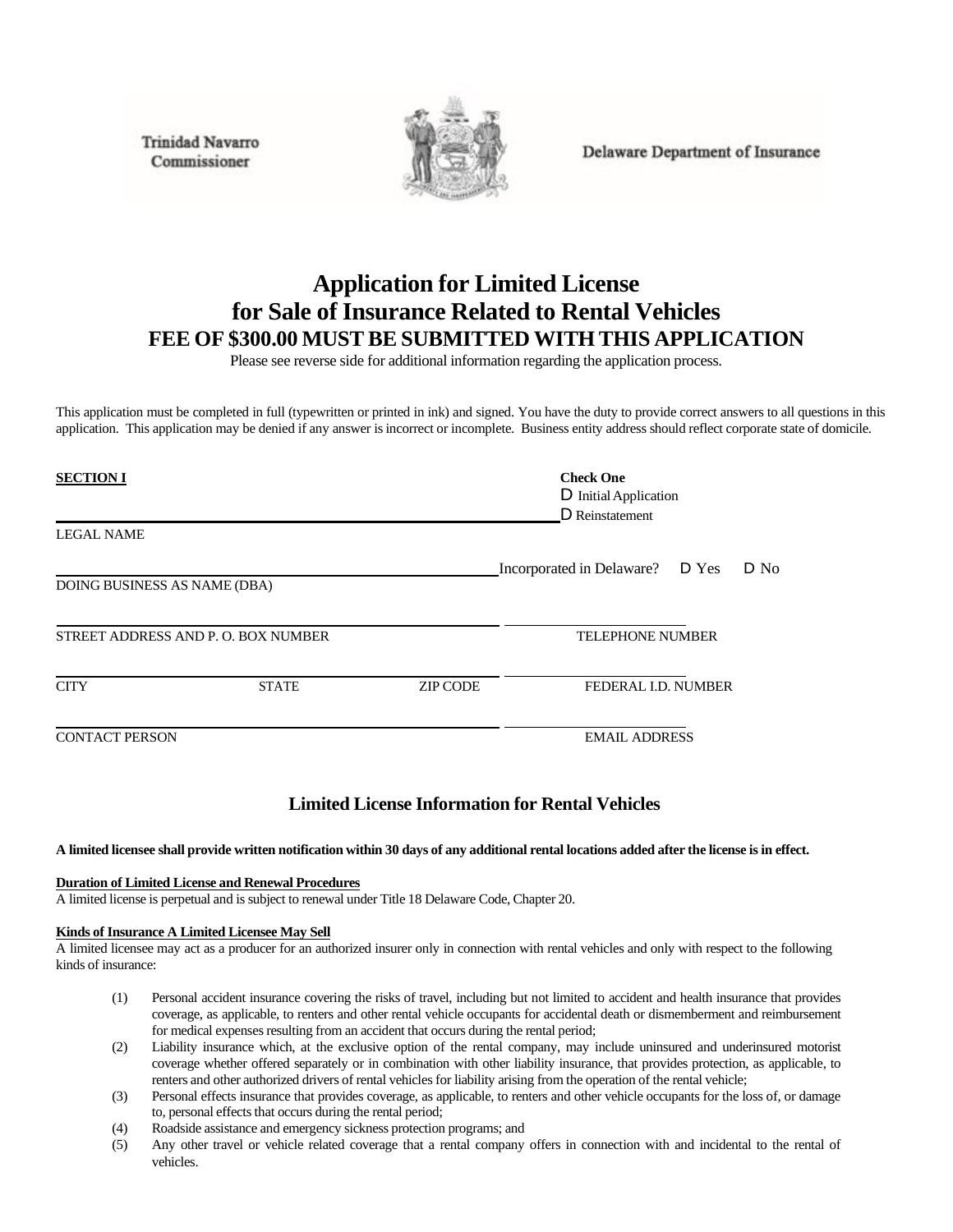Trinidad Navarro
Commissioner

Delaware Department of Insurance

# Application for Limited License for Sale of Insurance Related to Rental Vehicles

## FEE OF $300.00 MUST BE SUBMITTED WITH THIS APPLICATION

Please see reverse side for additional information regarding the application process.

This application must be completed in full (typewritten or printed in ink) and signed. You have the duty to provide correct answers to all questions in this application. This application may be denied if any answer is incorrect or incomplete. Business entity address should reflect corporate state of domicile.

**SECTION I**

**Check One**
☐ Initial Application
☐ Reinstatement

LEGAL NAME

Incorporated in Delaware? ☐ Yes ☐ No

DOING BUSINESS AS NAME (DBA)

STREET ADDRESS AND P. O. BOX NUMBER

TELEPHONE NUMBER

CITY STATE ZIP CODE

FEDERAL I.D. NUMBER

CONTACT PERSON

EMAIL ADDRESS

### Limited License Information for Rental Vehicles

**A limited licensee shall provide written notification within 30 days of any additional rental locations added after the license is in effect.**

**Duration of Limited License and Renewal Procedures**

A limited license is perpetual and is subject to renewal under Title 18 Delaware Code, Chapter 20.

**Kinds of Insurance A Limited Licensee May Sell**

A limited licensee may act as a producer for an authorized insurer only in connection with rental vehicles and only with respect to the following kinds of insurance:

(1) Personal accident insurance covering the risks of travel, including but not limited to accident and health insurance that provides coverage, as applicable, to renters and other rental vehicle occupants for accidental death or dismemberment and reimbursement for medical expenses resulting from an accident that occurs during the rental period;

(2) Liability insurance which, at the exclusive option of the rental company, may include uninsured and underinsured motorist coverage whether offered separately or in combination with other liability insurance, that provides protection, as applicable, to renters and other authorized drivers of rental vehicles for liability arising from the operation of the rental vehicle;

(3) Personal effects insurance that provides coverage, as applicable, to renters and other vehicle occupants for the loss of, or damage to, personal effects that occurs during the rental period;

(4) Roadside assistance and emergency sickness protection programs; and

(5) Any other travel or vehicle related coverage that a rental company offers in connection with and incidental to the rental of vehicles.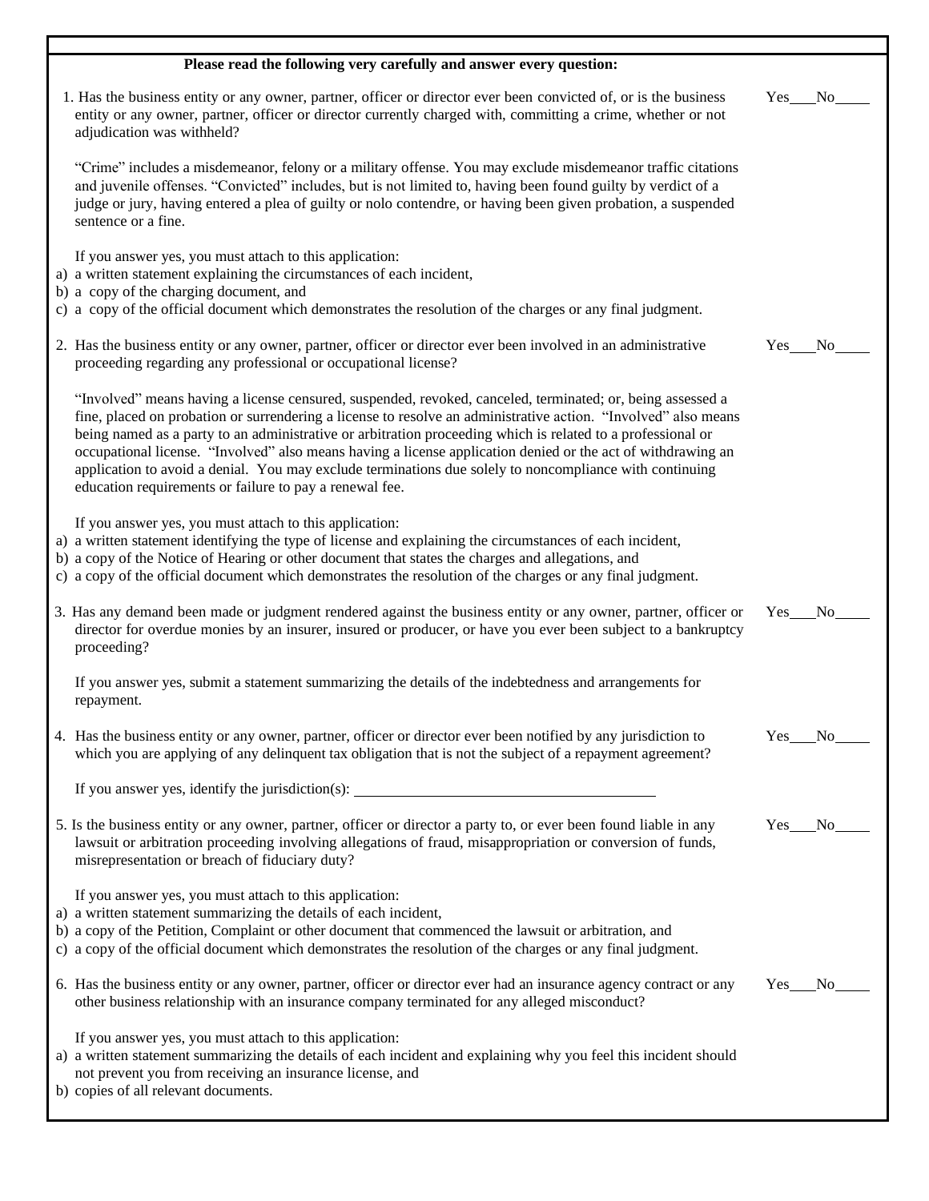**Please read the following very carefully and answer every question:**

1. Has the business entity or any owner, partner, officer or director ever been convicted of, or is the business entity or any owner, partner, officer or director currently charged with, committing a crime, whether or not adjudication was withheld? Yes___No____

   "Crime" includes a misdemeanor, felony or a military offense. You may exclude misdemeanor traffic citations and juvenile offenses. "Convicted" includes, but is not limited to, having been found guilty by verdict of a judge or jury, having entered a plea of guilty or nolo contendre, or having been given probation, a suspended sentence or a fine.

   If you answer yes, you must attach to this application:
   a) a written statement explaining the circumstances of each incident,
   b) a copy of the charging document, and
   c) a copy of the official document which demonstrates the resolution of the charges or any final judgment.

2. Has the business entity or any owner, partner, officer or director ever been involved in an administrative proceeding regarding any professional or occupational license? Yes___No____

   "Involved" means having a license censured, suspended, revoked, canceled, terminated; or, being assessed a fine, placed on probation or surrendering a license to resolve an administrative action. "Involved" also means being named as a party to an administrative or arbitration proceeding which is related to a professional or occupational license. "Involved" also means having a license application denied or the act of withdrawing an application to avoid a denial. You may exclude terminations due solely to noncompliance with continuing education requirements or failure to pay a renewal fee.

   If you answer yes, you must attach to this application:
   a) a written statement identifying the type of license and explaining the circumstances of each incident,
   b) a copy of the Notice of Hearing or other document that states the charges and allegations, and
   c) a copy of the official document which demonstrates the resolution of the charges or any final judgment.

3. Has any demand been made or judgment rendered against the business entity or any owner, partner, officer or director for overdue monies by an insurer, insured or producer, or have you ever been subject to a bankruptcy proceeding? Yes___No____

   If you answer yes, submit a statement summarizing the details of the indebtedness and arrangements for repayment.

4. Has the business entity or any owner, partner, officer or director ever been notified by any jurisdiction to which you are applying of any delinquent tax obligation that is not the subject of a repayment agreement? Yes___No____

   If you answer yes, identify the jurisdiction(s): ________________________________________

5. Is the business entity or any owner, partner, officer or director a party to, or ever been found liable in any lawsuit or arbitration proceeding involving allegations of fraud, misappropriation or conversion of funds, misrepresentation or breach of fiduciary duty? Yes___No____

   If you answer yes, you must attach to this application:
   a) a written statement summarizing the details of each incident,
   b) a copy of the Petition, Complaint or other document that commenced the lawsuit or arbitration, and
   c) a copy of the official document which demonstrates the resolution of the charges or any final judgment.

6. Has the business entity or any owner, partner, officer or director ever had an insurance agency contract or any other business relationship with an insurance company terminated for any alleged misconduct? Yes___No____

   If you answer yes, you must attach to this application:
   a) a written statement summarizing the details of each incident and explaining why you feel this incident should not prevent you from receiving an insurance license, and
   b) copies of all relevant documents.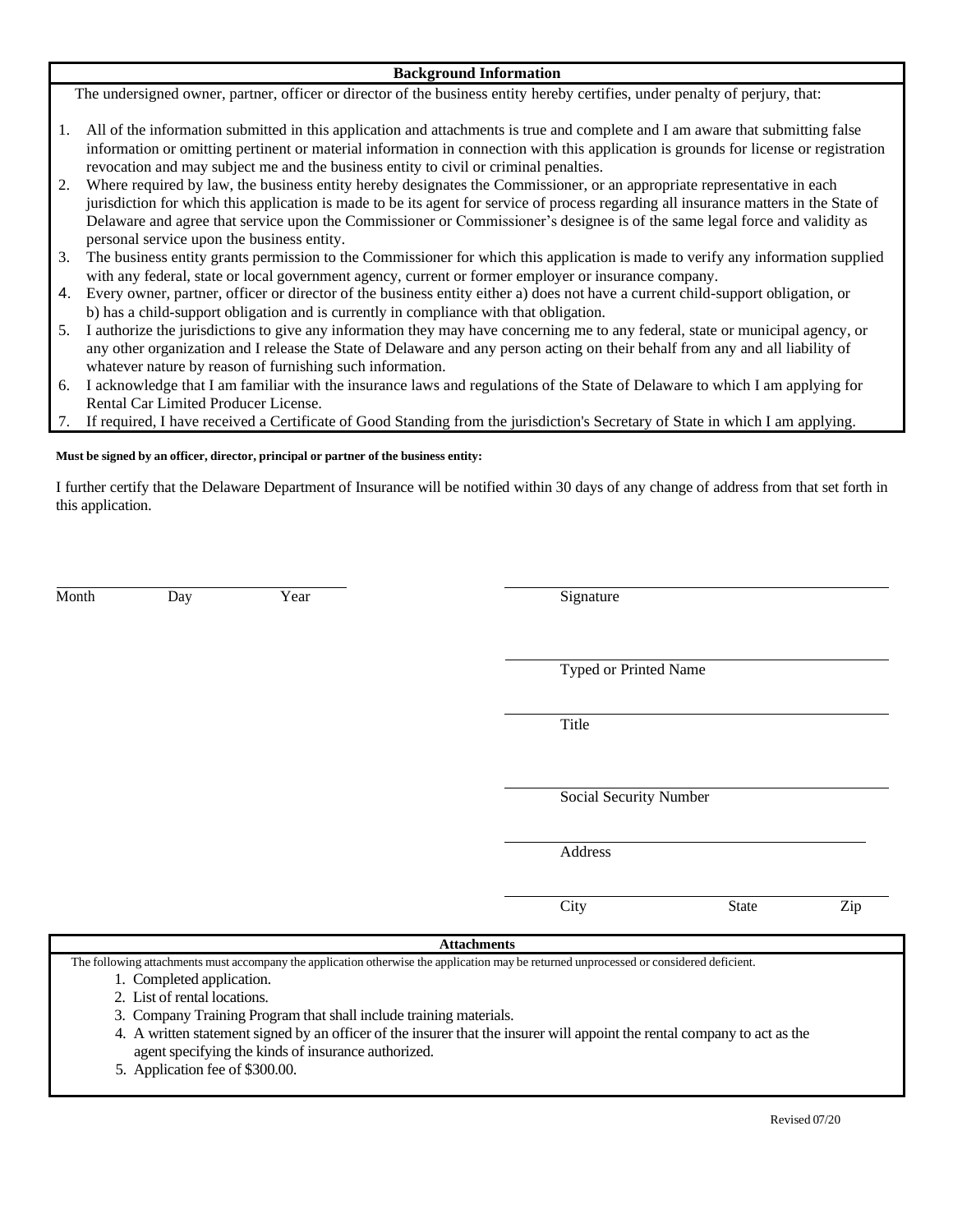## Background Information

The undersigned owner, partner, officer or director of the business entity hereby certifies, under penalty of perjury, that:

1. All of the information submitted in this application and attachments is true and complete and I am aware that submitting false information or omitting pertinent or material information in connection with this application is grounds for license or registration revocation and may subject me and the business entity to civil or criminal penalties.
2. Where required by law, the business entity hereby designates the Commissioner, or an appropriate representative in each jurisdiction for which this application is made to be its agent for service of process regarding all insurance matters in the State of Delaware and agree that service upon the Commissioner or Commissioner's designee is of the same legal force and validity as personal service upon the business entity.
3. The business entity grants permission to the Commissioner for which this application is made to verify any information supplied with any federal, state or local government agency, current or former employer or insurance company.
4. Every owner, partner, officer or director of the business entity either a) does not have a current child-support obligation, or b) has a child-support obligation and is currently in compliance with that obligation.
5. I authorize the jurisdictions to give any information they may have concerning me to any federal, state or municipal agency, or any other organization and I release the State of Delaware and any person acting on their behalf from any and all liability of whatever nature by reason of furnishing such information.
6. I acknowledge that I am familiar with the insurance laws and regulations of the State of Delaware to which I am applying for Rental Car Limited Producer License.
7. If required, I have received a Certificate of Good Standing from the jurisdiction's Secretary of State in which I am applying.

**Must be signed by an officer, director, principal or partner of the business entity:**

I further certify that the Delaware Department of Insurance will be notified within 30 days of any change of address from that set forth in this application.

Month Day Year

Signature

Typed or Printed Name

Title

Social Security Number

Address

City State Zip

## Attachments

The following attachments must accompany the application otherwise the application may be returned unprocessed or considered deficient.

1. Completed application.
2. List of rental locations.
3. Company Training Program that shall include training materials.
4. A written statement signed by an officer of the insurer that the insurer will appoint the rental company to act as the agent specifying the kinds of insurance authorized.
5. Application fee of $300.00.

Revised 07/20